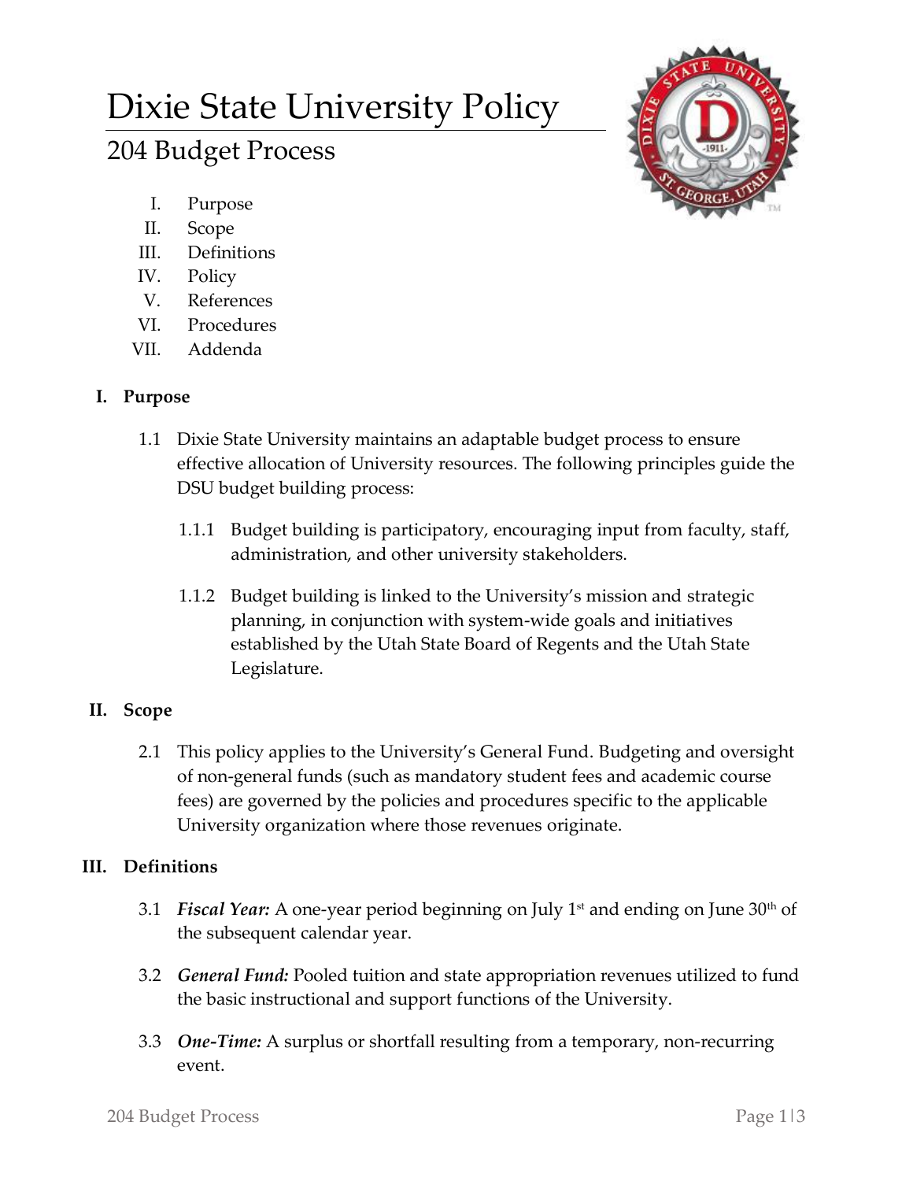# Dixie State University Policy

## 204 Budget Process

I. Purpose
II. Scope
III. Definitions
IV. Policy
V. References
VI. Procedures
VII. Addenda

### I. Purpose

1.1 Dixie State University maintains an adaptable budget process to ensure effective allocation of University resources. The following principles guide the DSU budget building process:

1.1.1 Budget building is participatory, encouraging input from faculty, staff, administration, and other university stakeholders.

1.1.2 Budget building is linked to the University's mission and strategic planning, in conjunction with system-wide goals and initiatives established by the Utah State Board of Regents and the Utah State Legislature.

### II. Scope

2.1 This policy applies to the University's General Fund. Budgeting and oversight of non-general funds (such as mandatory student fees and academic course fees) are governed by the policies and procedures specific to the applicable University organization where those revenues originate.

### III. Definitions

3.1 ***Fiscal Year:*** A one-year period beginning on July 1st and ending on June 30th of the subsequent calendar year.

3.2 ***General Fund:*** Pooled tuition and state appropriation revenues utilized to fund the basic instructional and support functions of the University.

3.3 ***One-Time:*** A surplus or shortfall resulting from a temporary, non-recurring event.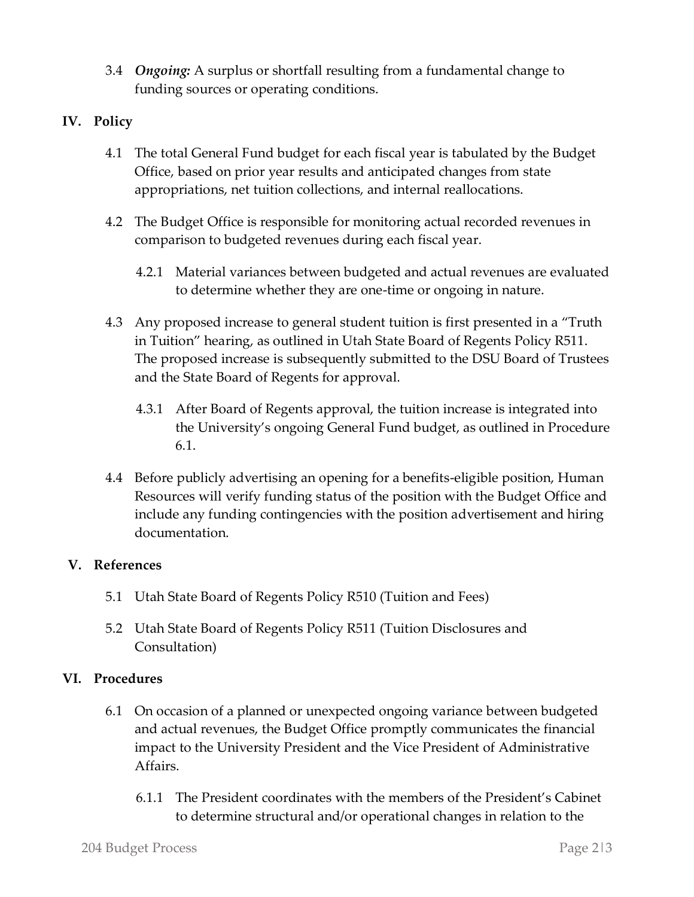3.4 ***Ongoing:*** A surplus or shortfall resulting from a fundamental change to funding sources or operating conditions.

## IV. Policy

4.1 The total General Fund budget for each fiscal year is tabulated by the Budget Office, based on prior year results and anticipated changes from state appropriations, net tuition collections, and internal reallocations.

4.2 The Budget Office is responsible for monitoring actual recorded revenues in comparison to budgeted revenues during each fiscal year.

4.2.1 Material variances between budgeted and actual revenues are evaluated to determine whether they are one-time or ongoing in nature.

4.3 Any proposed increase to general student tuition is first presented in a "Truth in Tuition" hearing, as outlined in Utah State Board of Regents Policy R511. The proposed increase is subsequently submitted to the DSU Board of Trustees and the State Board of Regents for approval.

4.3.1 After Board of Regents approval, the tuition increase is integrated into the University's ongoing General Fund budget, as outlined in Procedure 6.1.

4.4 Before publicly advertising an opening for a benefits-eligible position, Human Resources will verify funding status of the position with the Budget Office and include any funding contingencies with the position advertisement and hiring documentation.

## V. References

5.1 Utah State Board of Regents Policy R510 (Tuition and Fees)

5.2 Utah State Board of Regents Policy R511 (Tuition Disclosures and Consultation)

## VI. Procedures

6.1 On occasion of a planned or unexpected ongoing variance between budgeted and actual revenues, the Budget Office promptly communicates the financial impact to the University President and the Vice President of Administrative Affairs.

6.1.1 The President coordinates with the members of the President's Cabinet to determine structural and/or operational changes in relation to the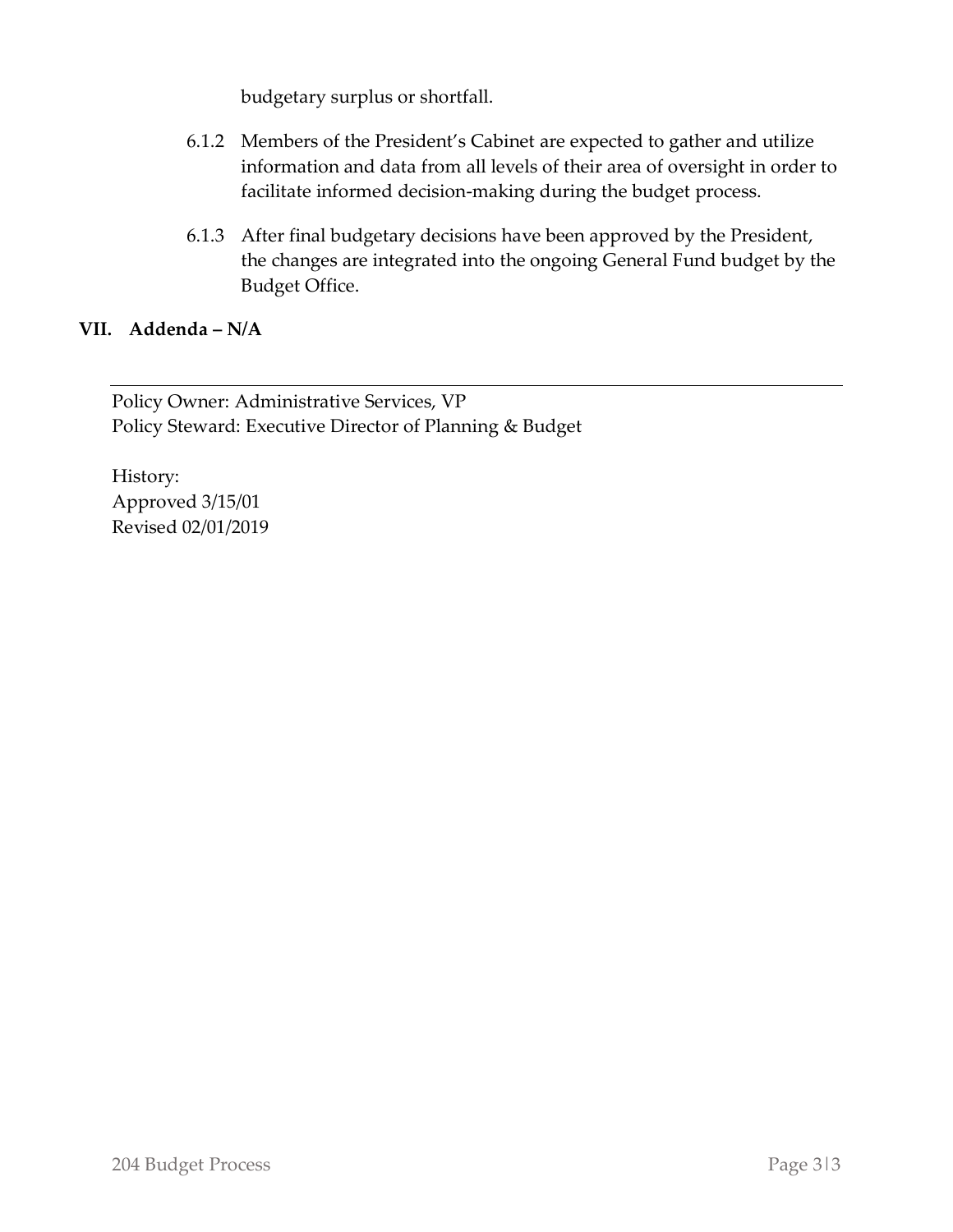budgetary surplus or shortfall.

6.1.2 Members of the President's Cabinet are expected to gather and utilize information and data from all levels of their area of oversight in order to facilitate informed decision-making during the budget process.

6.1.3 After final budgetary decisions have been approved by the President, the changes are integrated into the ongoing General Fund budget by the Budget Office.

## VII. Addenda – N/A

---

Policy Owner: Administrative Services, VP
Policy Steward: Executive Director of Planning & Budget

History:
Approved 3/15/01
Revised 02/01/2019